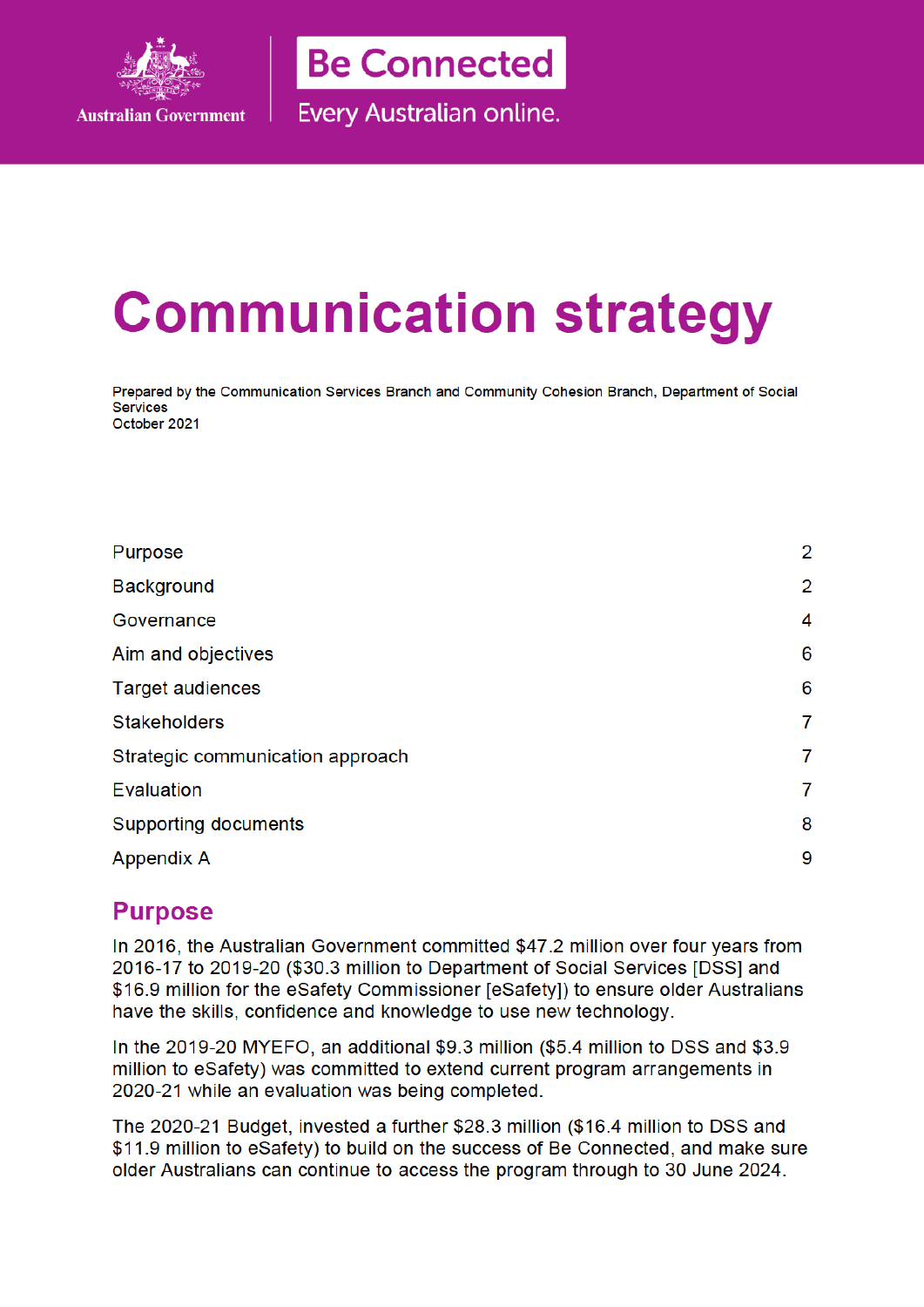Australian Government

Be Connected

Every Australian online.

# Communication strategy

Prepared by the Communication Services Branch and Community Cohesion Branch, Department of Social Services
October 2021

| | |
|---|---|
| Purpose | 2 |
| Background | 2 |
| Governance | 4 |
| Aim and objectives | 6 |
| Target audiences | 6 |
| Stakeholders | 7 |
| Strategic communication approach | 7 |
| Evaluation | 7 |
| Supporting documents | 8 |
| Appendix A | 9 |

## Purpose

In 2016, the Australian Government committed $47.2 million over four years from 2016-17 to 2019-20 ($30.3 million to Department of Social Services [DSS] and $16.9 million for the eSafety Commissioner [eSafety]) to ensure older Australians have the skills, confidence and knowledge to use new technology.

In the 2019-20 MYEFO, an additional $9.3 million ($5.4 million to DSS and $3.9 million to eSafety) was committed to extend current program arrangements in 2020-21 while an evaluation was being completed.

The 2020-21 Budget, invested a further $28.3 million ($16.4 million to DSS and $11.9 million to eSafety) to build on the success of Be Connected, and make sure older Australians can continue to access the program through to 30 June 2024.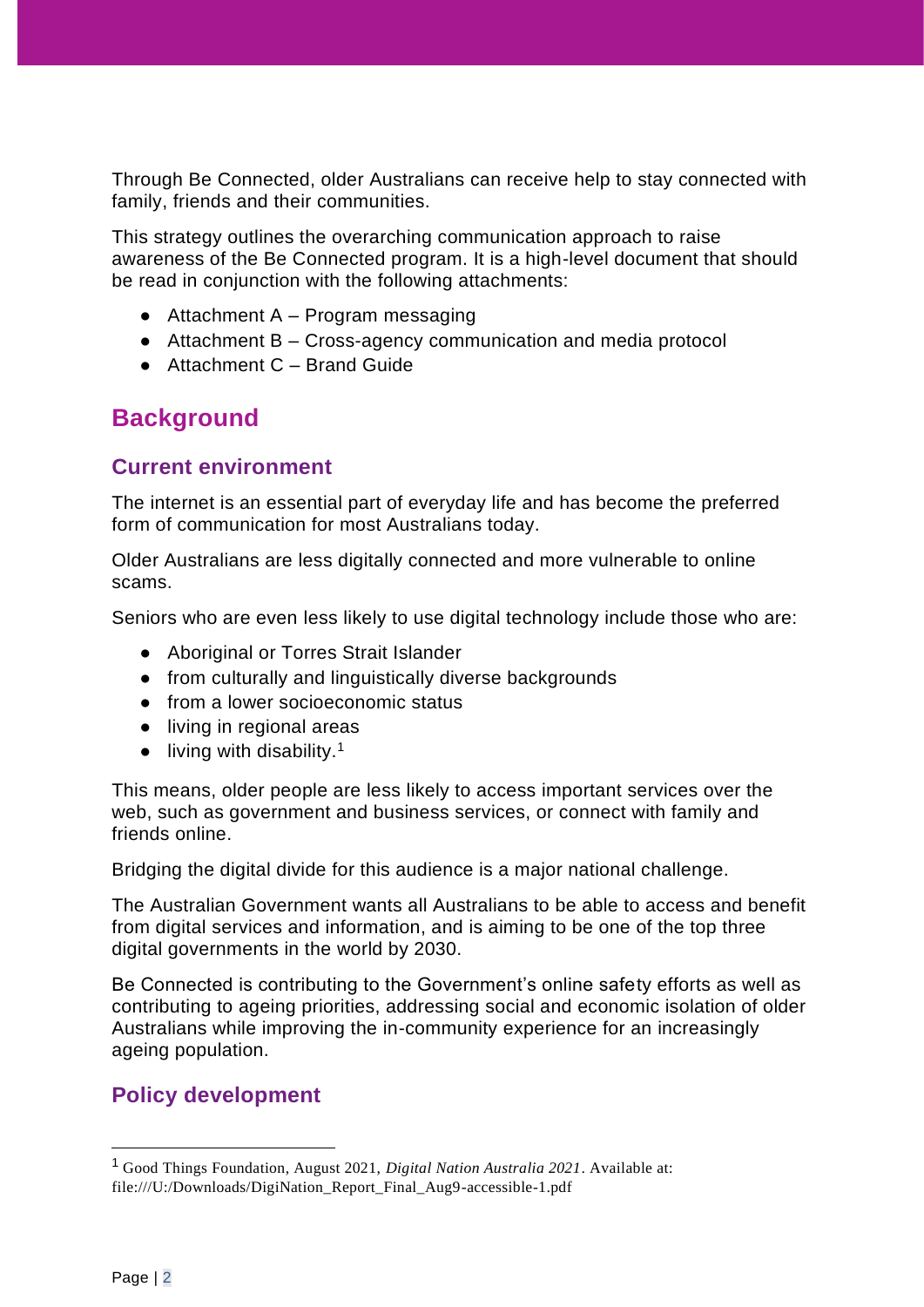Through Be Connected, older Australians can receive help to stay connected with family, friends and their communities.

This strategy outlines the overarching communication approach to raise awareness of the Be Connected program. It is a high-level document that should be read in conjunction with the following attachments:

- Attachment A – Program messaging
- Attachment B – Cross-agency communication and media protocol
- Attachment C – Brand Guide

## Background

### Current environment

The internet is an essential part of everyday life and has become the preferred form of communication for most Australians today.

Older Australians are less digitally connected and more vulnerable to online scams.

Seniors who are even less likely to use digital technology include those who are:

- Aboriginal or Torres Strait Islander
- from culturally and linguistically diverse backgrounds
- from a lower socioeconomic status
- living in regional areas
- living with disability.[1]

This means, older people are less likely to access important services over the web, such as government and business services, or connect with family and friends online.

Bridging the digital divide for this audience is a major national challenge.

The Australian Government wants all Australians to be able to access and benefit from digital services and information, and is aiming to be one of the top three digital governments in the world by 2030.

Be Connected is contributing to the Government's online safety efforts as well as contributing to ageing priorities, addressing social and economic isolation of older Australians while improving the in-community experience for an increasingly ageing population.

### Policy development

[1] Good Things Foundation, August 2021, *Digital Nation Australia 2021*. Available at: file:///U:/Downloads/DigiNation_Report_Final_Aug9-accessible-1.pdf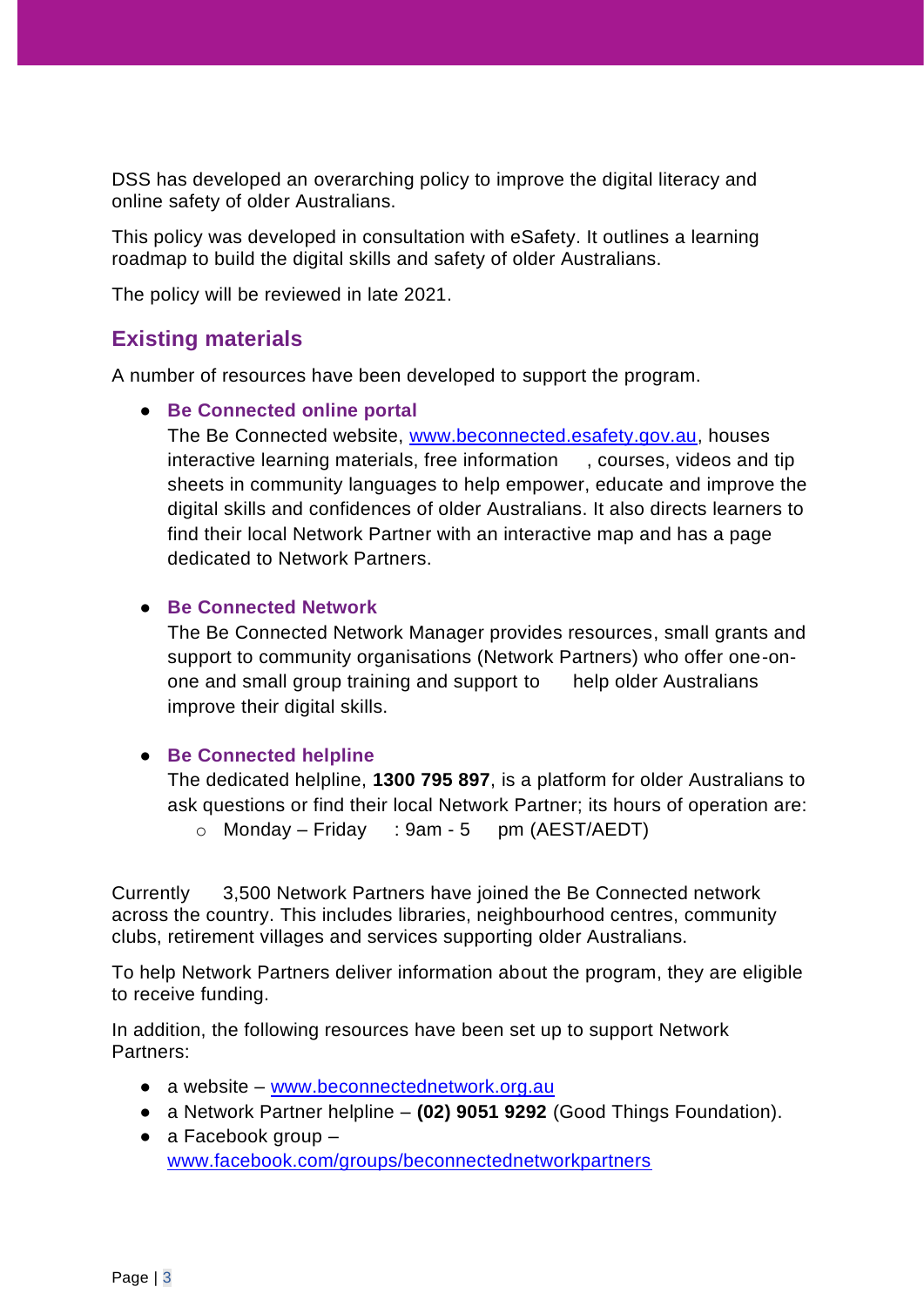DSS has developed an overarching policy to improve the digital literacy and online safety of older Australians.

This policy was developed in consultation with eSafety. It outlines a learning roadmap to build the digital skills and safety of older Australians.

The policy will be reviewed in late 2021.

## Existing materials

A number of resources have been developed to support the program.

- **Be Connected online portal**
  The Be Connected website, [www.beconnected.esafety.gov.au](http://www.beconnected.esafety.gov.au), houses interactive learning materials, free information , courses, videos and tip sheets in community languages to help empower, educate and improve the digital skills and confidences of older Australians. It also directs learners to find their local Network Partner with an interactive map and has a page dedicated to Network Partners.

- **Be Connected Network**
  The Be Connected Network Manager provides resources, small grants and support to community organisations (Network Partners) who offer one-on-one and small group training and support to help older Australians improve their digital skills.

- **Be Connected helpline**
  The dedicated helpline, **1300 795 897**, is a platform for older Australians to ask questions or find their local Network Partner; its hours of operation are:
  - Monday – Friday : 9am - 5 pm (AEST/AEDT)

Currently 3,500 Network Partners have joined the Be Connected network across the country. This includes libraries, neighbourhood centres, community clubs, retirement villages and services supporting older Australians.

To help Network Partners deliver information about the program, they are eligible to receive funding.

In addition, the following resources have been set up to support Network Partners:

- a website – [www.beconnectednetwork.org.au](http://www.beconnectednetwork.org.au)
- a Network Partner helpline – **(02) 9051 9292** (Good Things Foundation).
- a Facebook group – [www.facebook.com/groups/beconnectednetworkpartners](http://www.facebook.com/groups/beconnectednetworkpartners)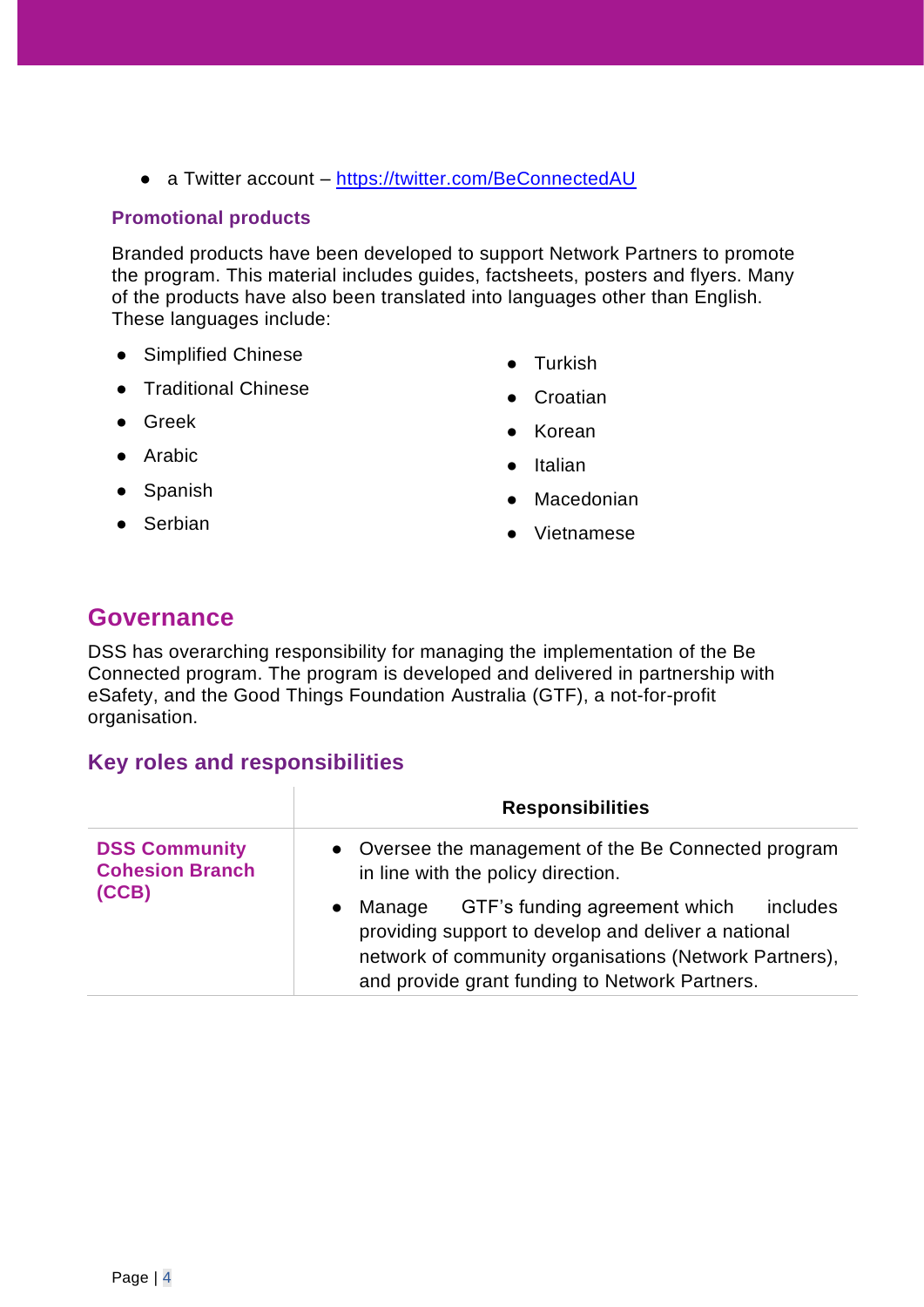- a Twitter account – [https://twitter.com/BeConnectedAU](https://twitter.com/BeConnectedAU)

### Promotional products

Branded products have been developed to support Network Partners to promote the program. This material includes guides, factsheets, posters and flyers. Many of the products have also been translated into languages other than English. These languages include:

- Simplified Chinese
- Traditional Chinese
- Greek
- Arabic
- Spanish
- Serbian
- Turkish
- Croatian
- Korean
- Italian
- Macedonian
- Vietnamese

## Governance

DSS has overarching responsibility for managing the implementation of the Be Connected program. The program is developed and delivered in partnership with eSafety, and the Good Things Foundation Australia (GTF), a not-for-profit organisation.

### Key roles and responsibilities

| | Responsibilities |
|---|---|
| **DSS Community Cohesion Branch (CCB)** | • Oversee the management of the Be Connected program in line with the policy direction.<br>• Manage GTF's funding agreement which includes providing support to develop and deliver a national network of community organisations (Network Partners), and provide grant funding to Network Partners. |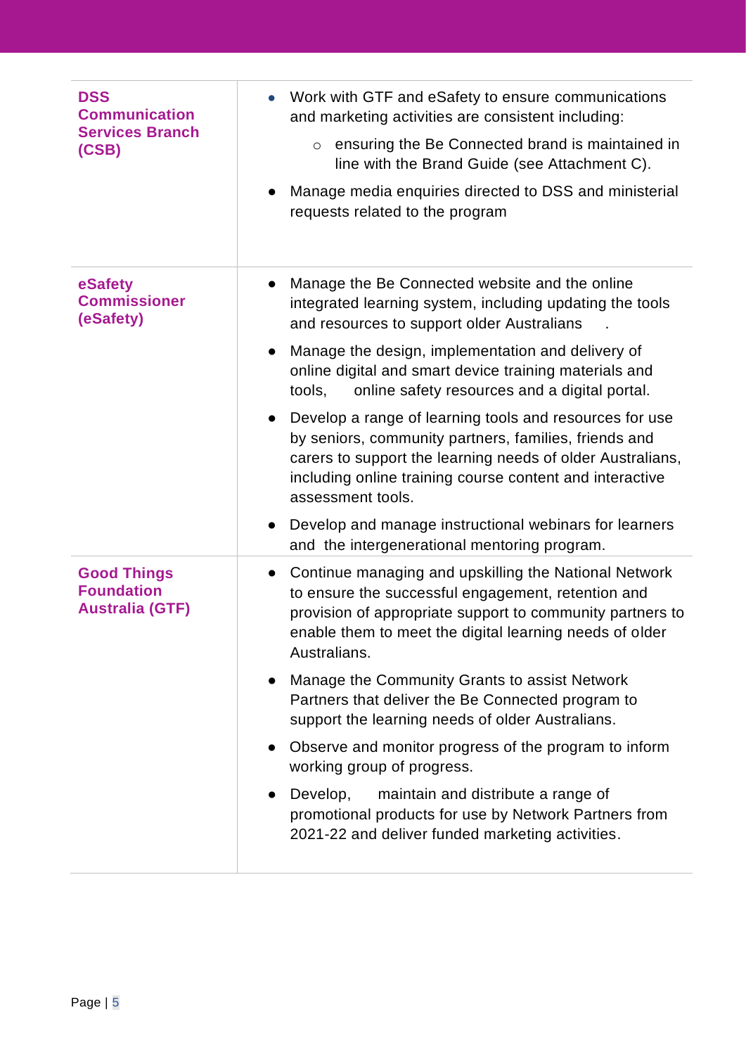| | |
|---|---|
| **DSS Communication Services Branch (CSB)** | • Work with GTF and eSafety to ensure communications and marketing activities are consistent including:<br>  ○ ensuring the Be Connected brand is maintained in line with the Brand Guide (see Attachment C).<br>• Manage media enquiries directed to DSS and ministerial requests related to the program |
| **eSafety Commissioner (eSafety)** | • Manage the Be Connected website and the online integrated learning system, including updating the tools and resources to support older Australians .<br>• Manage the design, implementation and delivery of online digital and smart device training materials and tools, online safety resources and a digital portal.<br>• Develop a range of learning tools and resources for use by seniors, community partners, families, friends and carers to support the learning needs of older Australians, including online training course content and interactive assessment tools.<br>• Develop and manage instructional webinars for learners and the intergenerational mentoring program. |
| **Good Things Foundation Australia (GTF)** | • Continue managing and upskilling the National Network to ensure the successful engagement, retention and provision of appropriate support to community partners to enable them to meet the digital learning needs of older Australians.<br>• Manage the Community Grants to assist Network Partners that deliver the Be Connected program to support the learning needs of older Australians.<br>• Observe and monitor progress of the program to inform working group of progress.<br>• Develop, maintain and distribute a range of promotional products for use by Network Partners from 2021-22 and deliver funded marketing activities. |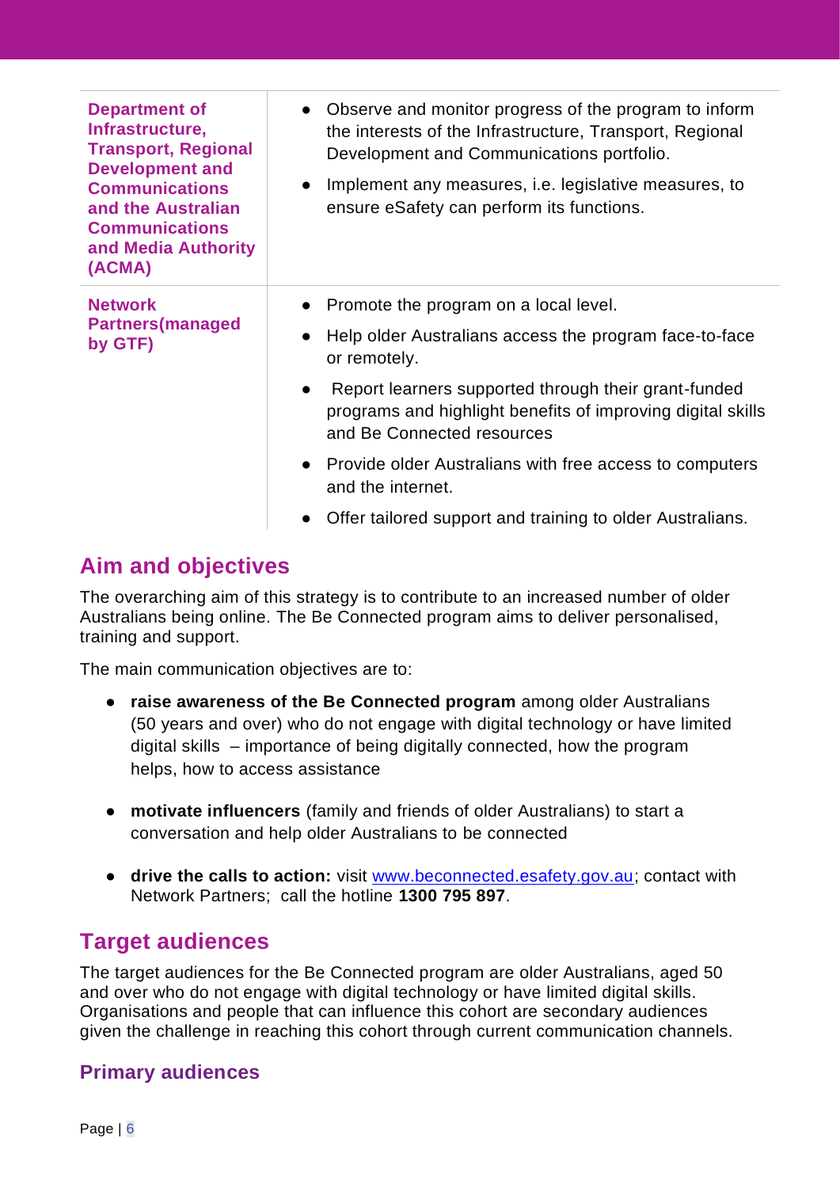| | |
|---|---|
| **Department of Infrastructure, Transport, Regional Development and Communications and the Australian Communications and Media Authority (ACMA)** | • Observe and monitor progress of the program to inform the interests of the Infrastructure, Transport, Regional Development and Communications portfolio.<br>• Implement any measures, i.e. legislative measures, to ensure eSafety can perform its functions. |
| **Network Partners(managed by GTF)** | • Promote the program on a local level.<br>• Help older Australians access the program face-to-face or remotely.<br>• Report learners supported through their grant-funded programs and highlight benefits of improving digital skills and Be Connected resources<br>• Provide older Australians with free access to computers and the internet.<br>• Offer tailored support and training to older Australians. |

## Aim and objectives

The overarching aim of this strategy is to contribute to an increased number of older Australians being online. The Be Connected program aims to deliver personalised, training and support.

The main communication objectives are to:

- **raise awareness of the Be Connected program** among older Australians (50 years and over) who do not engage with digital technology or have limited digital skills – importance of being digitally connected, how the program helps, how to access assistance
- **motivate influencers** (family and friends of older Australians) to start a conversation and help older Australians to be connected
- **drive the calls to action:** visit www.beconnected.esafety.gov.au; contact with Network Partners; call the hotline **1300 795 897**.

## Target audiences

The target audiences for the Be Connected program are older Australians, aged 50 and over who do not engage with digital technology or have limited digital skills. Organisations and people that can influence this cohort are secondary audiences given the challenge in reaching this cohort through current communication channels.

### Primary audiences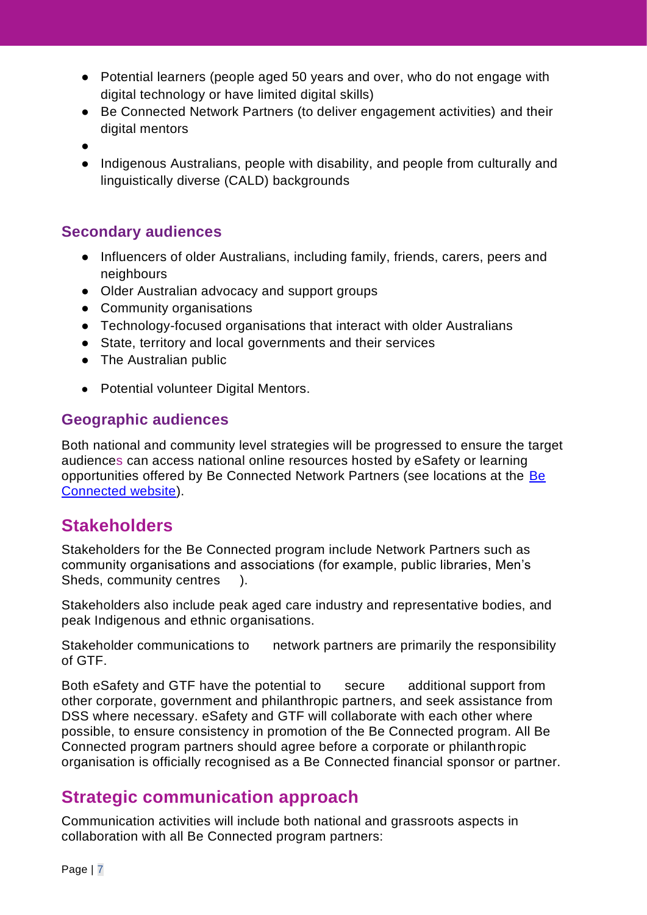- Potential learners (people aged 50 years and over, who do not engage with digital technology or have limited digital skills)
- Be Connected Network Partners (to deliver engagement activities) and their digital mentors
- 
- Indigenous Australians, people with disability, and people from culturally and linguistically diverse (CALD) backgrounds

### Secondary audiences

- Influencers of older Australians, including family, friends, carers, peers and neighbours
- Older Australian advocacy and support groups
- Community organisations
- Technology-focused organisations that interact with older Australians
- State, territory and local governments and their services
- The Australian public
- Potential volunteer Digital Mentors.

### Geographic audiences

Both national and community level strategies will be progressed to ensure the target audiences can access national online resources hosted by eSafety or learning opportunities offered by Be Connected Network Partners (see locations at the [Be Connected website](Be Connected website)).

## Stakeholders

Stakeholders for the Be Connected program include Network Partners such as community organisations and associations (for example, public libraries, Men's Sheds, community centres ).

Stakeholders also include peak aged care industry and representative bodies, and peak Indigenous and ethnic organisations.

Stakeholder communications to network partners are primarily the responsibility of GTF.

Both eSafety and GTF have the potential to secure additional support from other corporate, government and philanthropic partners, and seek assistance from DSS where necessary. eSafety and GTF will collaborate with each other where possible, to ensure consistency in promotion of the Be Connected program. All Be Connected program partners should agree before a corporate or philanthropic organisation is officially recognised as a Be Connected financial sponsor or partner.

## Strategic communication approach

Communication activities will include both national and grassroots aspects in collaboration with all Be Connected program partners: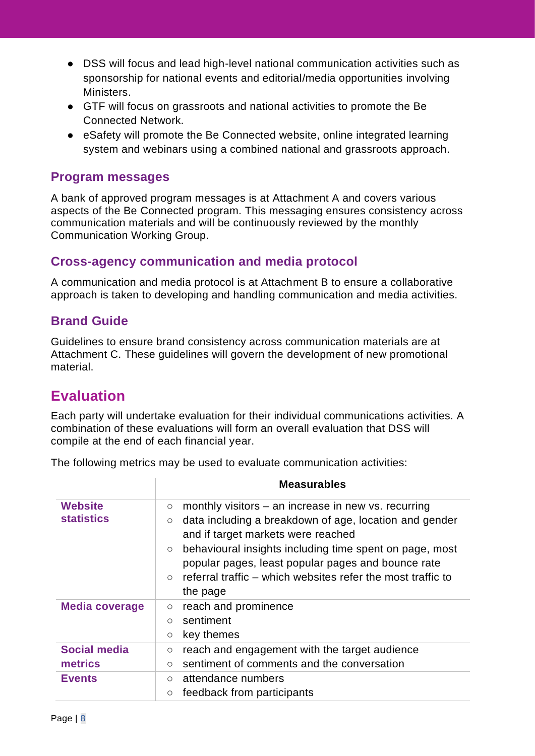- DSS will focus and lead high-level national communication activities such as sponsorship for national events and editorial/media opportunities involving Ministers.
- GTF will focus on grassroots and national activities to promote the Be Connected Network.
- eSafety will promote the Be Connected website, online integrated learning system and webinars using a combined national and grassroots approach.

### Program messages

A bank of approved program messages is at Attachment A and covers various aspects of the Be Connected program. This messaging ensures consistency across communication materials and will be continuously reviewed by the monthly Communication Working Group.

### Cross-agency communication and media protocol

A communication and media protocol is at Attachment B to ensure a collaborative approach is taken to developing and handling communication and media activities.

### Brand Guide

Guidelines to ensure brand consistency across communication materials are at Attachment C. These guidelines will govern the development of new promotional material.

## Evaluation

Each party will undertake evaluation for their individual communications activities. A combination of these evaluations will form an overall evaluation that DSS will compile at the end of each financial year.

The following metrics may be used to evaluate communication activities:

| | Measurables |
|---|---|
| **Website statistics** | ○ monthly visitors – an increase in new vs. recurring<br>○ data including a breakdown of age, location and gender and if target markets were reached<br>○ behavioural insights including time spent on page, most popular pages, least popular pages and bounce rate<br>○ referral traffic – which websites refer the most traffic to the page |
| **Media coverage** | ○ reach and prominence<br>○ sentiment<br>○ key themes |
| **Social media metrics** | ○ reach and engagement with the target audience<br>○ sentiment of comments and the conversation |
| **Events** | ○ attendance numbers<br>○ feedback from participants |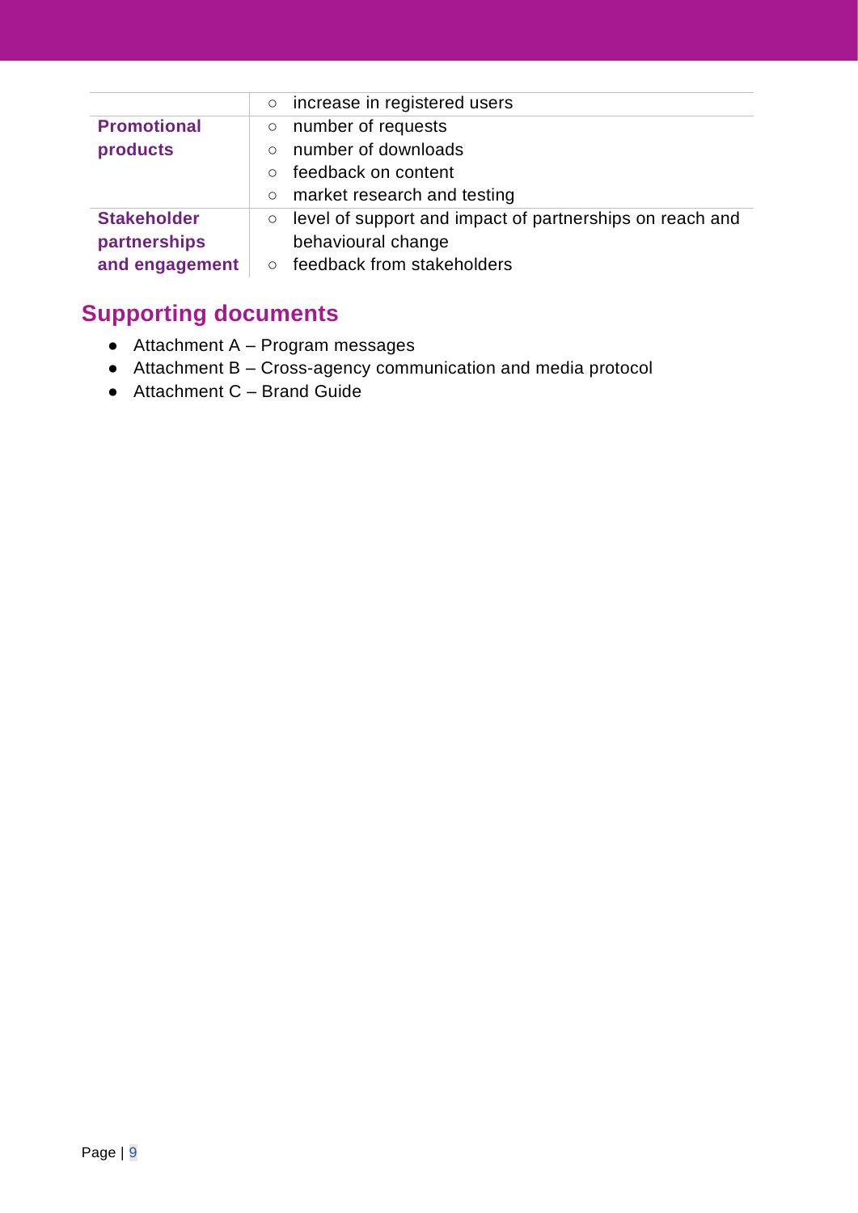| | |
|---|---|
| | ○ increase in registered users |
| **Promotional products** | ○ number of requests<br>○ number of downloads<br>○ feedback on content<br>○ market research and testing |
| **Stakeholder partnerships and engagement** | ○ level of support and impact of partnerships on reach and behavioural change<br>○ feedback from stakeholders |

## Supporting documents

- Attachment A – Program messages
- Attachment B – Cross-agency communication and media protocol
- Attachment C – Brand Guide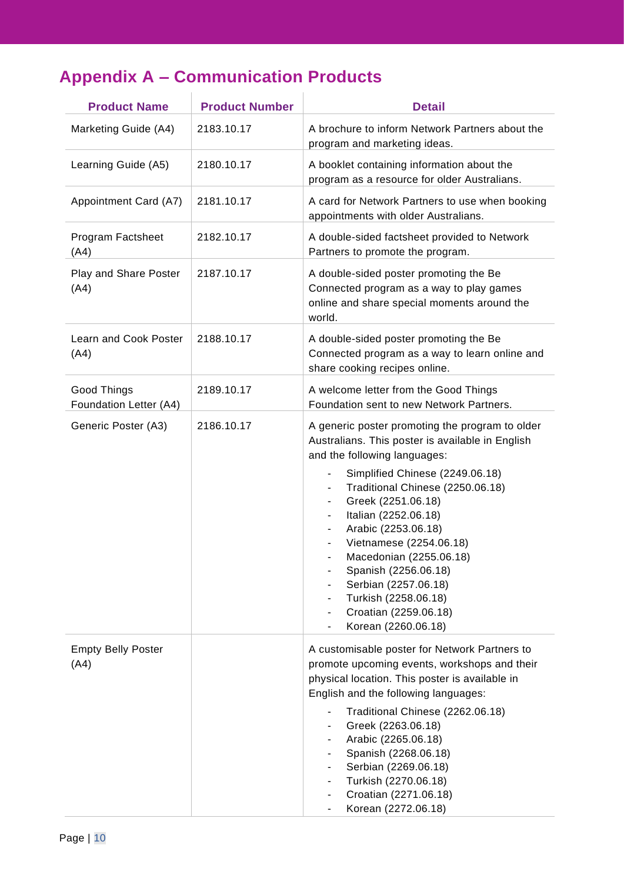# Appendix A – Communication Products

| Product Name | Product Number | Detail |
|---|---|---|
| Marketing Guide (A4) | 2183.10.17 | A brochure to inform Network Partners about the program and marketing ideas. |
| Learning Guide (A5) | 2180.10.17 | A booklet containing information about the program as a resource for older Australians. |
| Appointment Card (A7) | 2181.10.17 | A card for Network Partners to use when booking appointments with older Australians. |
| Program Factsheet (A4) | 2182.10.17 | A double-sided factsheet provided to Network Partners to promote the program. |
| Play and Share Poster (A4) | 2187.10.17 | A double-sided poster promoting the Be Connected program as a way to play games online and share special moments around the world. |
| Learn and Cook Poster (A4) | 2188.10.17 | A double-sided poster promoting the Be Connected program as a way to learn online and share cooking recipes online. |
| Good Things Foundation Letter (A4) | 2189.10.17 | A welcome letter from the Good Things Foundation sent to new Network Partners. |
| Generic Poster (A3) | 2186.10.17 | A generic poster promoting the program to older Australians. This poster is available in English and the following languages:<br>- Simplified Chinese (2249.06.18)<br>- Traditional Chinese (2250.06.18)<br>- Greek (2251.06.18)<br>- Italian (2252.06.18)<br>- Arabic (2253.06.18)<br>- Vietnamese (2254.06.18)<br>- Macedonian (2255.06.18)<br>- Spanish (2256.06.18)<br>- Serbian (2257.06.18)<br>- Turkish (2258.06.18)<br>- Croatian (2259.06.18)<br>- Korean (2260.06.18) |
| Empty Belly Poster (A4) | | A customisable poster for Network Partners to promote upcoming events, workshops and their physical location. This poster is available in English and the following languages:<br>- Traditional Chinese (2262.06.18)<br>- Greek (2263.06.18)<br>- Arabic (2265.06.18)<br>- Spanish (2268.06.18)<br>- Serbian (2269.06.18)<br>- Turkish (2270.06.18)<br>- Croatian (2271.06.18)<br>- Korean (2272.06.18) |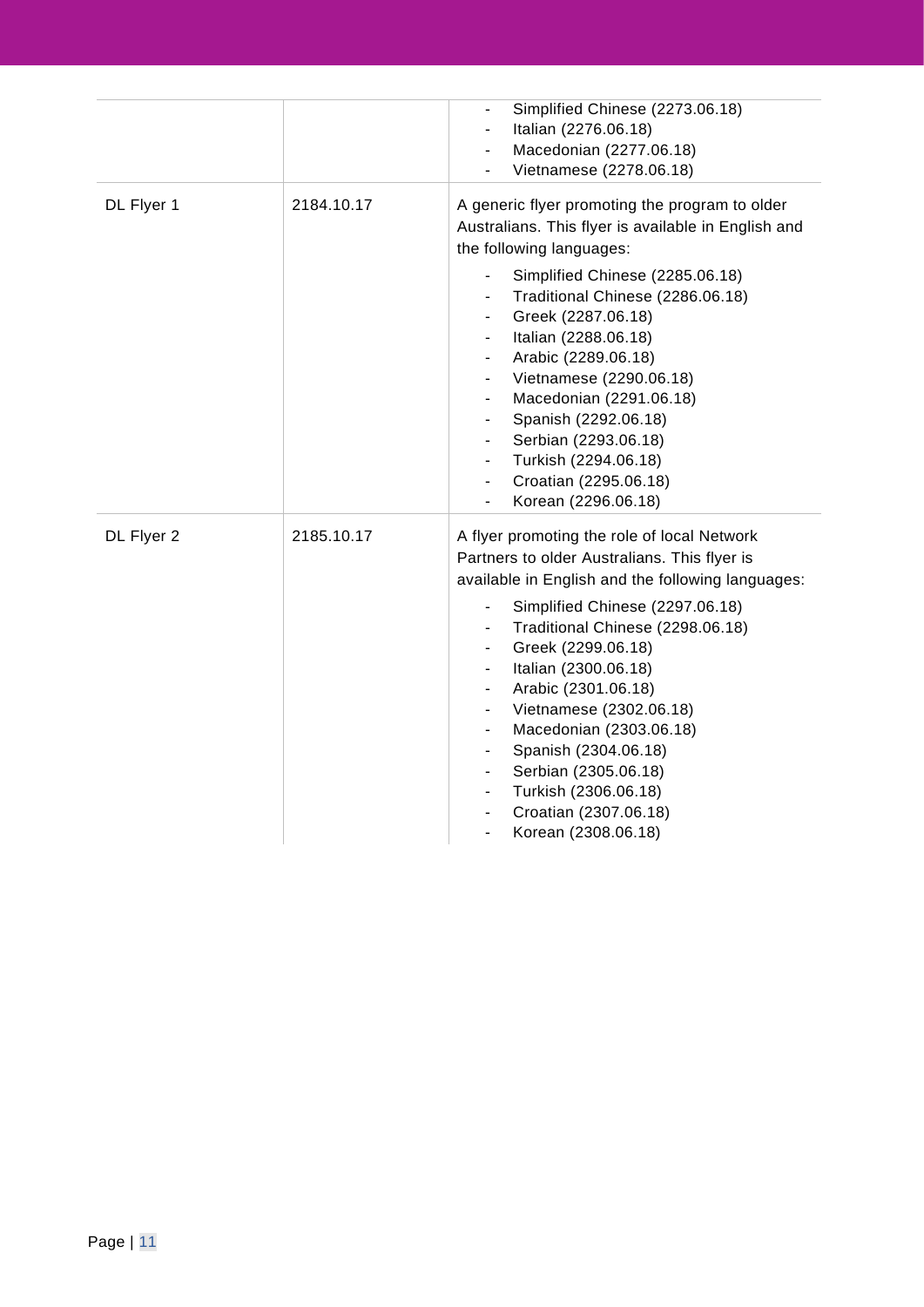| | | |
|---|---|---|
| | | - Simplified Chinese (2273.06.18)<br>- Italian (2276.06.18)<br>- Macedonian (2277.06.18)<br>- Vietnamese (2278.06.18) |
| DL Flyer 1 | 2184.10.17 | A generic flyer promoting the program to older Australians. This flyer is available in English and the following languages:<br>- Simplified Chinese (2285.06.18)<br>- Traditional Chinese (2286.06.18)<br>- Greek (2287.06.18)<br>- Italian (2288.06.18)<br>- Arabic (2289.06.18)<br>- Vietnamese (2290.06.18)<br>- Macedonian (2291.06.18)<br>- Spanish (2292.06.18)<br>- Serbian (2293.06.18)<br>- Turkish (2294.06.18)<br>- Croatian (2295.06.18)<br>- Korean (2296.06.18) |
| DL Flyer 2 | 2185.10.17 | A flyer promoting the role of local Network Partners to older Australians. This flyer is available in English and the following languages:<br>- Simplified Chinese (2297.06.18)<br>- Traditional Chinese (2298.06.18)<br>- Greek (2299.06.18)<br>- Italian (2300.06.18)<br>- Arabic (2301.06.18)<br>- Vietnamese (2302.06.18)<br>- Macedonian (2303.06.18)<br>- Spanish (2304.06.18)<br>- Serbian (2305.06.18)<br>- Turkish (2306.06.18)<br>- Croatian (2307.06.18)<br>- Korean (2308.06.18) |